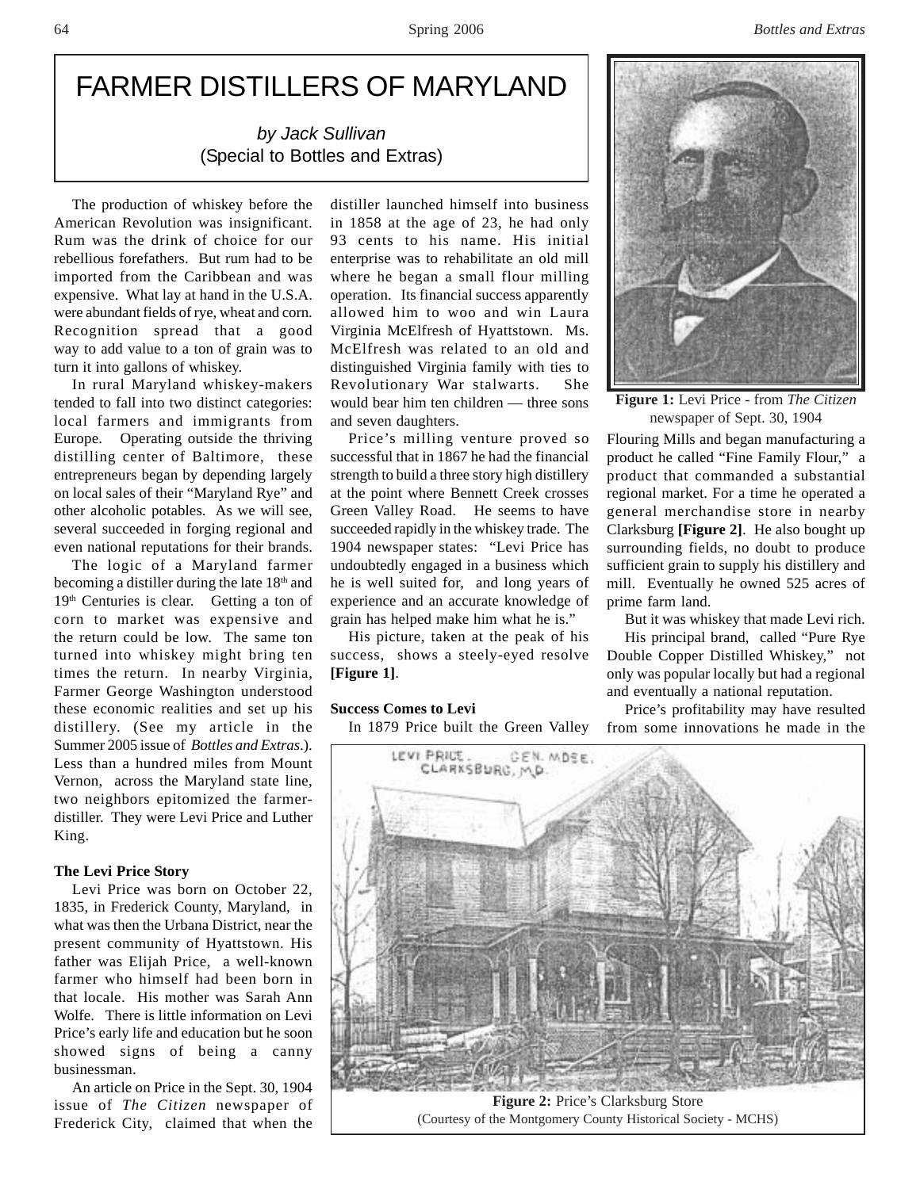# FARMER DISTILLERS OF MARYLAND

*by Jack Sullivan*
(Special to Bottles and Extras)

The production of whiskey before the American Revolution was insignificant. Rum was the drink of choice for our rebellious forefathers. But rum had to be imported from the Caribbean and was expensive. What lay at hand in the U.S.A. were abundant fields of rye, wheat and corn. Recognition spread that a good way to add value to a ton of grain was to turn it into gallons of whiskey.

In rural Maryland whiskey-makers tended to fall into two distinct categories: local farmers and immigrants from Europe. Operating outside the thriving distilling center of Baltimore, these entrepreneurs began by depending largely on local sales of their "Maryland Rye" and other alcoholic potables. As we will see, several succeeded in forging regional and even national reputations for their brands.

The logic of a Maryland farmer becoming a distiller during the late 18th and 19th Centuries is clear. Getting a ton of corn to market was expensive and the return could be low. The same ton turned into whiskey might bring ten times the return. In nearby Virginia, Farmer George Washington understood these economic realities and set up his distillery. (See my article in the Summer 2005 issue of *Bottles and Extras*.). Less than a hundred miles from Mount Vernon, across the Maryland state line, two neighbors epitomized the farmer-distiller. They were Levi Price and Luther King.

**The Levi Price Story**

Levi Price was born on October 22, 1835, in Frederick County, Maryland, in what was then the Urbana District, near the present community of Hyattstown. His father was Elijah Price, a well-known farmer who himself had been born in that locale. His mother was Sarah Ann Wolfe. There is little information on Levi Price's early life and education but he soon showed signs of being a canny businessman.

An article on Price in the Sept. 30, 1904 issue of *The Citizen* newspaper of Frederick City, claimed that when the distiller launched himself into business in 1858 at the age of 23, he had only 93 cents to his name. His initial enterprise was to rehabilitate an old mill where he began a small flour milling operation. Its financial success apparently allowed him to woo and win Laura Virginia McElfresh of Hyattstown. Ms. McElfresh was related to an old and distinguished Virginia family with ties to Revolutionary War stalwarts. She would bear him ten children — three sons and seven daughters.

Price's milling venture proved so successful that in 1867 he had the financial strength to build a three story high distillery at the point where Bennett Creek crosses Green Valley Road. He seems to have succeeded rapidly in the whiskey trade. The 1904 newspaper states: "Levi Price has undoubtedly engaged in a business which he is well suited for, and long years of experience and an accurate knowledge of grain has helped make him what he is."

His picture, taken at the peak of his success, shows a steely-eyed resolve **[Figure 1]**.

**Figure 1:** Levi Price - from *The Citizen* newspaper of Sept. 30, 1904

**Success Comes to Levi**

In 1879 Price built the Green Valley Flouring Mills and began manufacturing a product he called "Fine Family Flour," a product that commanded a substantial regional market. For a time he operated a general merchandise store in nearby Clarksburg **[Figure 2]**. He also bought up surrounding fields, no doubt to produce sufficient grain to supply his distillery and mill. Eventually he owned 525 acres of prime farm land.

But it was whiskey that made Levi rich.

His principal brand, called "Pure Rye Double Copper Distilled Whiskey," not only was popular locally but had a regional and eventually a national reputation.

Price's profitability may have resulted from some innovations he made in the

**Figure 2:** Price's Clarksburg Store
(Courtesy of the Montgomery County Historical Society - MCHS)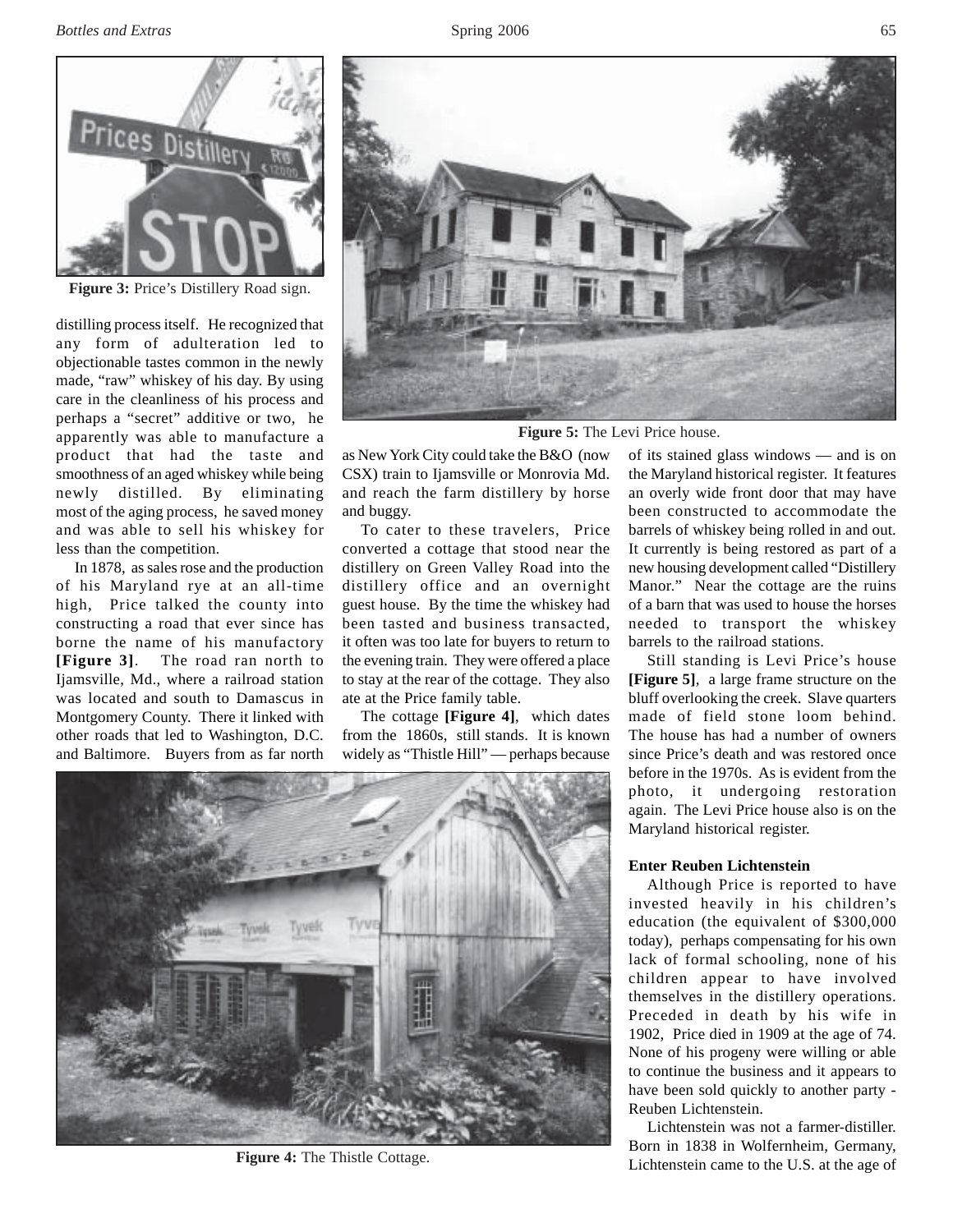Figure 3: Price's Distillery Road sign.

distilling process itself. He recognized that any form of adulteration led to objectionable tastes common in the newly made, "raw" whiskey of his day. By using care in the cleanliness of his process and perhaps a "secret" additive or two, he apparently was able to manufacture a product that had the taste and smoothness of an aged whiskey while being newly distilled. By eliminating most of the aging process, he saved money and was able to sell his whiskey for less than the competition.

In 1878, as sales rose and the production of his Maryland rye at an all-time high, Price talked the county into constructing a road that ever since has borne the name of his manufactory **[Figure 3]**. The road ran north to Ijamsville, Md., where a railroad station was located and south to Damascus in Montgomery County. There it linked with other roads that led to Washington, D.C. and Baltimore. Buyers from as far north as New York City could take the B&O (now CSX) train to Ijamsville or Monrovia Md. and reach the farm distillery by horse and buggy.

To cater to these travelers, Price converted a cottage that stood near the distillery on Green Valley Road into the distillery office and an overnight guest house. By the time the whiskey had been tasted and business transacted, it often was too late for buyers to return to the evening train. They were offered a place to stay at the rear of the cottage. They also ate at the Price family table.

The cottage **[Figure 4]**, which dates from the 1860s, still stands. It is known widely as "Thistle Hill" — perhaps because of its stained glass windows — and is on the Maryland historical register. It features an overly wide front door that may have been constructed to accommodate the barrels of whiskey being rolled in and out. It currently is being restored as part of a new housing development called "Distillery Manor." Near the cottage are the ruins of a barn that was used to house the horses needed to transport the whiskey barrels to the railroad stations.

Figure 5: The Levi Price house.

Figure 4: The Thistle Cottage.

Still standing is Levi Price's house **[Figure 5]**, a large frame structure on the bluff overlooking the creek. Slave quarters made of field stone loom behind. The house has had a number of owners since Price's death and was restored once before in the 1970s. As is evident from the photo, it undergoing restoration again. The Levi Price house also is on the Maryland historical register.

**Enter Reuben Lichtenstein**

Although Price is reported to have invested heavily in his children's education (the equivalent of $300,000 today), perhaps compensating for his own lack of formal schooling, none of his children appear to have involved themselves in the distillery operations. Preceded in death by his wife in 1902, Price died in 1909 at the age of 74. None of his progeny were willing or able to continue the business and it appears to have been sold quickly to another party - Reuben Lichtenstein.

Lichtenstein was not a farmer-distiller. Born in 1838 in Wolfernheim, Germany, Lichtenstein came to the U.S. at the age of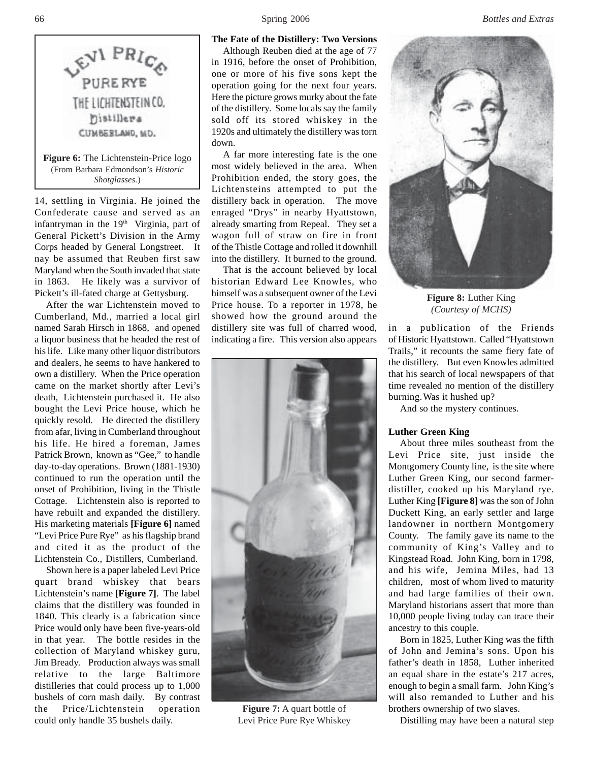**Figure 6:** The Lichtenstein-Price logo (From Barbara Edmondson's *Historic Shotglasses.*)

14, settling in Virginia. He joined the Confederate cause and served as an infantryman in the 19th Virginia, part of General Pickett's Division in the Army Corps headed by General Longstreet. It nay be assumed that Reuben first saw Maryland when the South invaded that state in 1863. He likely was a survivor of Pickett's ill-fated charge at Gettysburg.

After the war Lichtenstein moved to Cumberland, Md., married a local girl named Sarah Hirsch in 1868, and opened a liquor business that he headed the rest of his life. Like many other liquor distributors and dealers, he seems to have hankered to own a distillery. When the Price operation came on the market shortly after Levi's death, Lichtenstein purchased it. He also bought the Levi Price house, which he quickly resold. He directed the distillery from afar, living in Cumberland throughout his life. He hired a foreman, James Patrick Brown, known as "Gee," to handle day-to-day operations. Brown (1881-1930) continued to run the operation until the onset of Prohibition, living in the Thistle Cottage. Lichtenstein also is reported to have rebuilt and expanded the distillery. His marketing materials **[Figure 6]** named "Levi Price Pure Rye" as his flagship brand and cited it as the product of the Lichtenstein Co., Distillers, Cumberland.

Shown here is a paper labeled Levi Price quart brand whiskey that bears Lichtenstein's name **[Figure 7]**. The label claims that the distillery was founded in 1840. This clearly is a fabrication since Price would only have been five-years-old in that year. The bottle resides in the collection of Maryland whiskey guru, Jim Bready. Production always was small relative to the large Baltimore distilleries that could process up to 1,000 bushels of corn mash daily. By contrast the Price/Lichtenstein operation could only handle 35 bushels daily.

**The Fate of the Distillery: Two Versions**

Although Reuben died at the age of 77 in 1916, before the onset of Prohibition, one or more of his five sons kept the operation going for the next four years. Here the picture grows murky about the fate of the distillery. Some locals say the family sold off its stored whiskey in the 1920s and ultimately the distillery was torn down.

A far more interesting fate is the one most widely believed in the area. When Prohibition ended, the story goes, the Lichtensteins attempted to put the distillery back in operation. The move enraged "Drys" in nearby Hyattstown, already smarting from Repeal. They set a wagon full of straw on fire in front of the Thistle Cottage and rolled it downhill into the distillery. It burned to the ground.

That is the account believed by local historian Edward Lee Knowles, who himself was a subsequent owner of the Levi Price house. To a reporter in 1978, he showed how the ground around the distillery site was full of charred wood, indicating a fire. This version also appears in a publication of the Friends of Historic Hyattstown. Called "Hyattstown Trails," it recounts the same fiery fate of the distillery. But even Knowles admitted that his search of local newspapers of that time revealed no mention of the distillery burning. Was it hushed up?

And so the mystery continues.

**Figure 7:** A quart bottle of Levi Price Pure Rye Whiskey

**Figure 8:** Luther King *(Courtesy of MCHS)*

**Luther Green King**

About three miles southeast from the Levi Price site, just inside the Montgomery County line, is the site where Luther Green King, our second farmer-distiller, cooked up his Maryland rye. Luther King **[Figure 8]** was the son of John Duckett King, an early settler and large landowner in northern Montgomery County. The family gave its name to the community of King's Valley and to Kingstead Road. John King, born in 1798, and his wife, Jemina Miles, had 13 children, most of whom lived to maturity and had large families of their own. Maryland historians assert that more than 10,000 people living today can trace their ancestry to this couple.

Born in 1825, Luther King was the fifth of John and Jemina's sons. Upon his father's death in 1858, Luther inherited an equal share in the estate's 217 acres, enough to begin a small farm. John King's will also remanded to Luther and his brothers ownership of two slaves.

Distilling may have been a natural step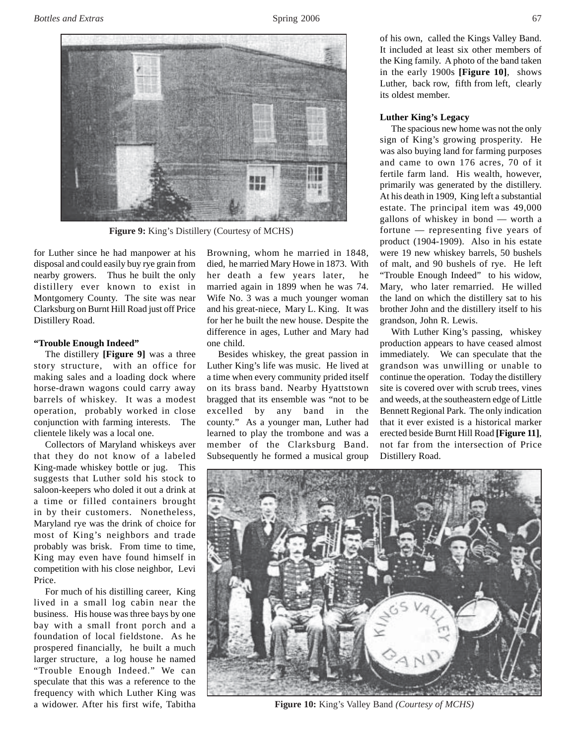**Figure 9:** King's Distillery (Courtesy of MCHS)

for Luther since he had manpower at his disposal and could easily buy rye grain from nearby growers. Thus he built the only distillery ever known to exist in Montgomery County. The site was near Clarksburg on Burnt Hill Road just off Price Distillery Road.

### "Trouble Enough Indeed"

The distillery **[Figure 9]** was a three story structure, with an office for making sales and a loading dock where horse-drawn wagons could carry away barrels of whiskey. It was a modest operation, probably worked in close conjunction with farming interests. The clientele likely was a local one.

Collectors of Maryland whiskeys aver that they do not know of a labeled King-made whiskey bottle or jug. This suggests that Luther sold his stock to saloon-keepers who doled it out a drink at a time or filled containers brought in by their customers. Nonetheless, Maryland rye was the drink of choice for most of King's neighbors and trade probably was brisk. From time to time, King may even have found himself in competition with his close neighbor, Levi Price.

For much of his distilling career, King lived in a small log cabin near the business. His house was three bays by one bay with a small front porch and a foundation of local fieldstone. As he prospered financially, he built a much larger structure, a log house he named "Trouble Enough Indeed." We can speculate that this was a reference to the frequency with which Luther King was a widower. After his first wife, Tabitha Browning, whom he married in 1848, died, he married Mary Howe in 1873. With her death a few years later, he married again in 1899 when he was 74. Wife No. 3 was a much younger woman and his great-niece, Mary L. King. It was for her he built the new house. Despite the difference in ages, Luther and Mary had one child.

Besides whiskey, the great passion in Luther King's life was music. He lived at a time when every community prided itself on its brass band. Nearby Hyattstown bragged that its ensemble was "not to be excelled by any band in the county." As a younger man, Luther had learned to play the trombone and was a member of the Clarksburg Band. Subsequently he formed a musical group of his own, called the Kings Valley Band. It included at least six other members of the King family. A photo of the band taken in the early 1900s **[Figure 10]**, shows Luther, back row, fifth from left, clearly its oldest member.

### Luther King's Legacy

The spacious new home was not the only sign of King's growing prosperity. He was also buying land for farming purposes and came to own 176 acres, 70 of it fertile farm land. His wealth, however, primarily was generated by the distillery. At his death in 1909, King left a substantial estate. The principal item was 49,000 gallons of whiskey in bond — worth a fortune — representing five years of product (1904-1909). Also in his estate were 19 new whiskey barrels, 50 bushels of malt, and 90 bushels of rye. He left "Trouble Enough Indeed" to his widow, Mary, who later remarried. He willed the land on which the distillery sat to his brother John and the distillery itself to his grandson, John R. Lewis.

With Luther King's passing, whiskey production appears to have ceased almost immediately. We can speculate that the grandson was unwilling or unable to continue the operation. Today the distillery site is covered over with scrub trees, vines and weeds, at the southeastern edge of Little Bennett Regional Park. The only indication that it ever existed is a historical marker erected beside Burnt Hill Road **[Figure 11]**, not far from the intersection of Price Distillery Road.

**Figure 10:** King's Valley Band *(Courtesy of MCHS)*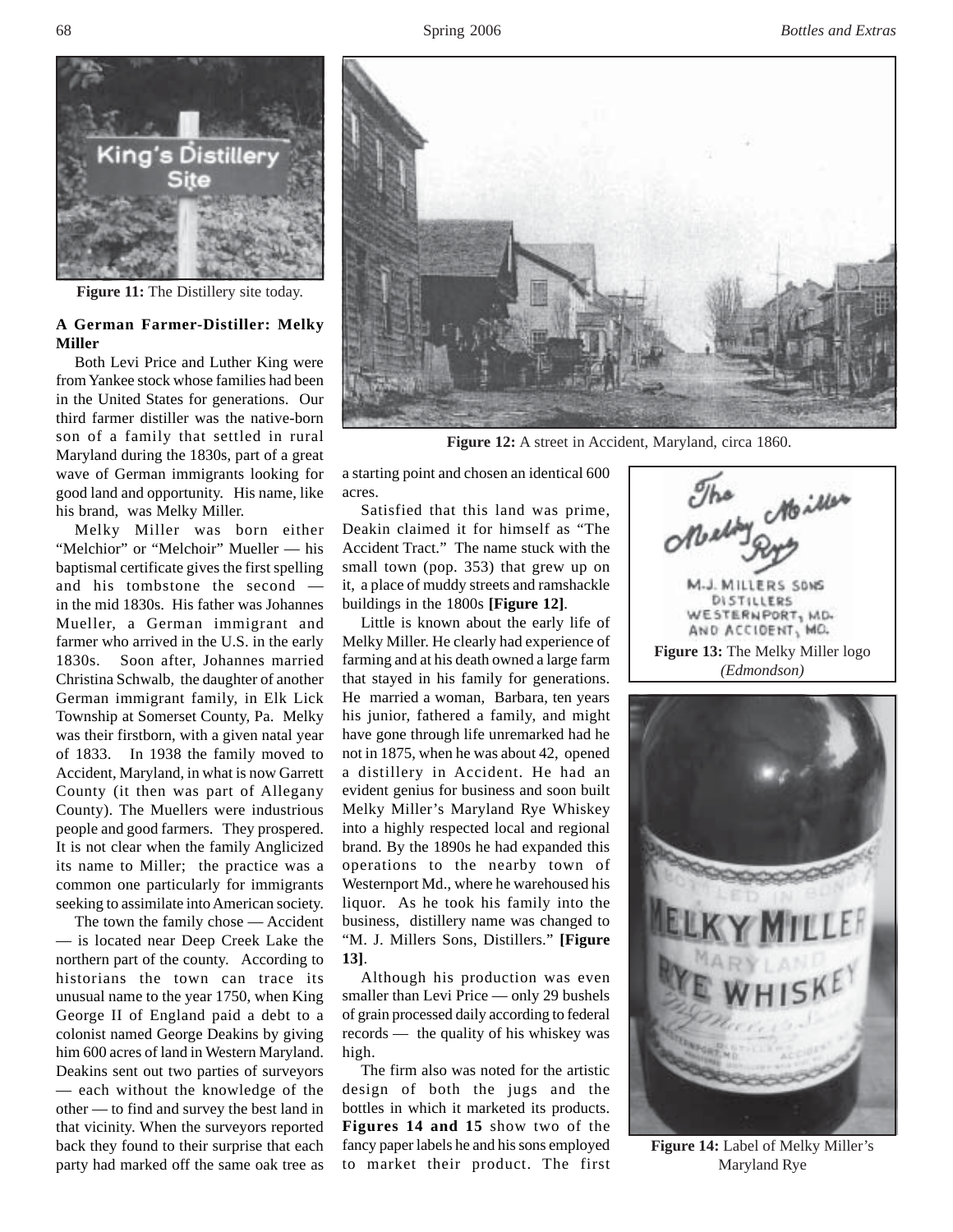Figure 11: The Distillery site today.

## A German Farmer-Distiller: Melky Miller

Both Levi Price and Luther King were from Yankee stock whose families had been in the United States for generations. Our third farmer distiller was the native-born son of a family that settled in rural Maryland during the 1830s, part of a great wave of German immigrants looking for good land and opportunity. His name, like his brand, was Melky Miller.

Melky Miller was born either "Melchior" or "Melchoir" Mueller — his baptismal certificate gives the first spelling and his tombstone the second — in the mid 1830s. His father was Johannes Mueller, a German immigrant and farmer who arrived in the U.S. in the early 1830s. Soon after, Johannes married Christina Schwalb, the daughter of another German immigrant family, in Elk Lick Township at Somerset County, Pa. Melky was their firstborn, with a given natal year of 1833. In 1938 the family moved to Accident, Maryland, in what is now Garrett County (it then was part of Allegany County). The Muellers were industrious people and good farmers. They prospered. It is not clear when the family Anglicized its name to Miller; the practice was a common one particularly for immigrants seeking to assimilate into American society.

The town the family chose — Accident — is located near Deep Creek Lake the northern part of the county. According to historians the town can trace its unusual name to the year 1750, when King George II of England paid a debt to a colonist named George Deakins by giving him 600 acres of land in Western Maryland. Deakins sent out two parties of surveyors — each without the knowledge of the other — to find and survey the best land in that vicinity. When the surveyors reported back they found to their surprise that each party had marked off the same oak tree as a starting point and chosen an identical 600 acres.

Figure 12: A street in Accident, Maryland, circa 1860.

Satisfied that this land was prime, Deakin claimed it for himself as "The Accident Tract." The name stuck with the small town (pop. 353) that grew up on it, a place of muddy streets and ramshackle buildings in the 1800s **[Figure 12]**.

Little is known about the early life of Melky Miller. He clearly had experience of farming and at his death owned a large farm that stayed in his family for generations. He married a woman, Barbara, ten years his junior, fathered a family, and might have gone through life unremarked had he not in 1875, when he was about 42, opened a distillery in Accident. He had an evident genius for business and soon built Melky Miller's Maryland Rye Whiskey into a highly respected local and regional brand. By the 1890s he had expanded this operations to the nearby town of Westernport Md., where he warehoused his liquor. As he took his family into the business, distillery name was changed to "M. J. Millers Sons, Distillers." **[Figure 13]**.

Figure 13: The Melky Miller logo *(Edmondson)*

Although his production was even smaller than Levi Price — only 29 bushels of grain processed daily according to federal records — the quality of his whiskey was high.

The firm also was noted for the artistic design of both the jugs and the bottles in which it marketed its products. **Figures 14 and 15** show two of the fancy paper labels he and his sons employed to market their product. The first

Figure 14: Label of Melky Miller's Maryland Rye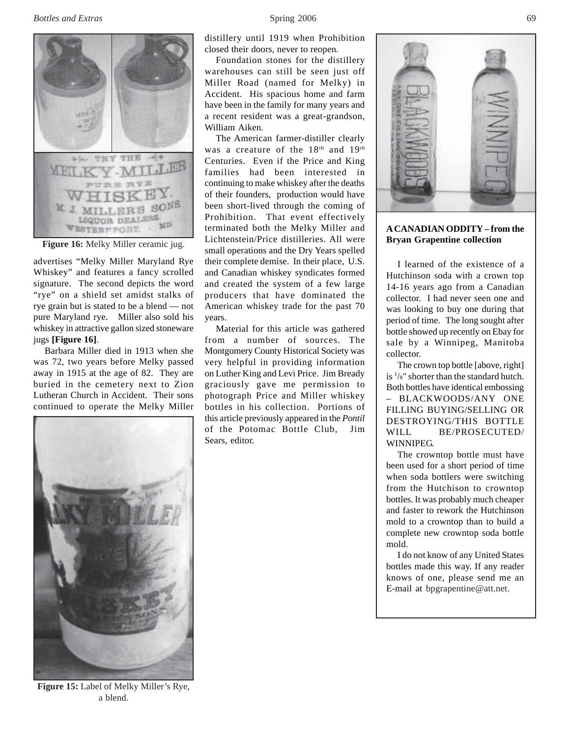Figure 16: Melky Miller ceramic jug.

advertises "Melky Miller Maryland Rye Whiskey" and features a fancy scrolled signature. The second depicts the word "rye" on a shield set amidst stalks of rye grain but is stated to be a blend — not pure Maryland rye. Miller also sold his whiskey in attractive gallon sized stoneware jugs **[Figure 16]**.

Barbara Miller died in 1913 when she was 72, two years before Melky passed away in 1915 at the age of 82. They are buried in the cemetery next to Zion Lutheran Church in Accident. Their sons continued to operate the Melky Miller distillery until 1919 when Prohibition closed their doors, never to reopen.

Figure 15: Label of Melky Miller's Rye, a blend.

Foundation stones for the distillery warehouses can still be seen just off Miller Road (named for Melky) in Accident. His spacious home and farm have been in the family for many years and a recent resident was a great-grandson, William Aiken.

The American farmer-distiller clearly was a creature of the 18th and 19th Centuries. Even if the Price and King families had been interested in continuing to make whiskey after the deaths of their founders, production would have been short-lived through the coming of Prohibition. That event effectively terminated both the Melky Miller and Lichtenstein/Price distilleries. All were small operations and the Dry Years spelled their complete demise. In their place, U.S. and Canadian whiskey syndicates formed and created the system of a few large producers that have dominated the American whiskey trade for the past 70 years.

Material for this article was gathered from a number of sources. The Montgomery County Historical Society was very helpful in providing information on Luther King and Levi Price. Jim Bready graciously gave me permission to photograph Price and Miller whiskey bottles in his collection. Portions of this article previously appeared in the *Pontil* of the Potomac Bottle Club, Jim Sears, editor.

**A CANADIAN ODDITY – from the Bryan Grapentine collection**

I learned of the existence of a Hutchinson soda with a crown top 14-16 years ago from a Canadian collector. I had never seen one and was looking to buy one during that period of time. The long sought after bottle showed up recently on Ebay for sale by a Winnipeg, Manitoba collector.

The crown top bottle [above, right] is 1/8" shorter than the standard hutch. Both bottles have identical embossing – BLACKWOODS/ANY ONE FILLING BUYING/SELLING OR DESTROYING/THIS BOTTLE WILL BE/PROSECUTED/ WINNIPEG.

The crowntop bottle must have been used for a short period of time when soda bottlers were switching from the Hutchison to crowntop bottles. It was probably much cheaper and faster to rework the Hutchinson mold to a crowntop than to build a complete new crowntop soda bottle mold.

I do not know of any United States bottles made this way. If any reader knows of one, please send me an E-mail at bpgrapentine@att.net.